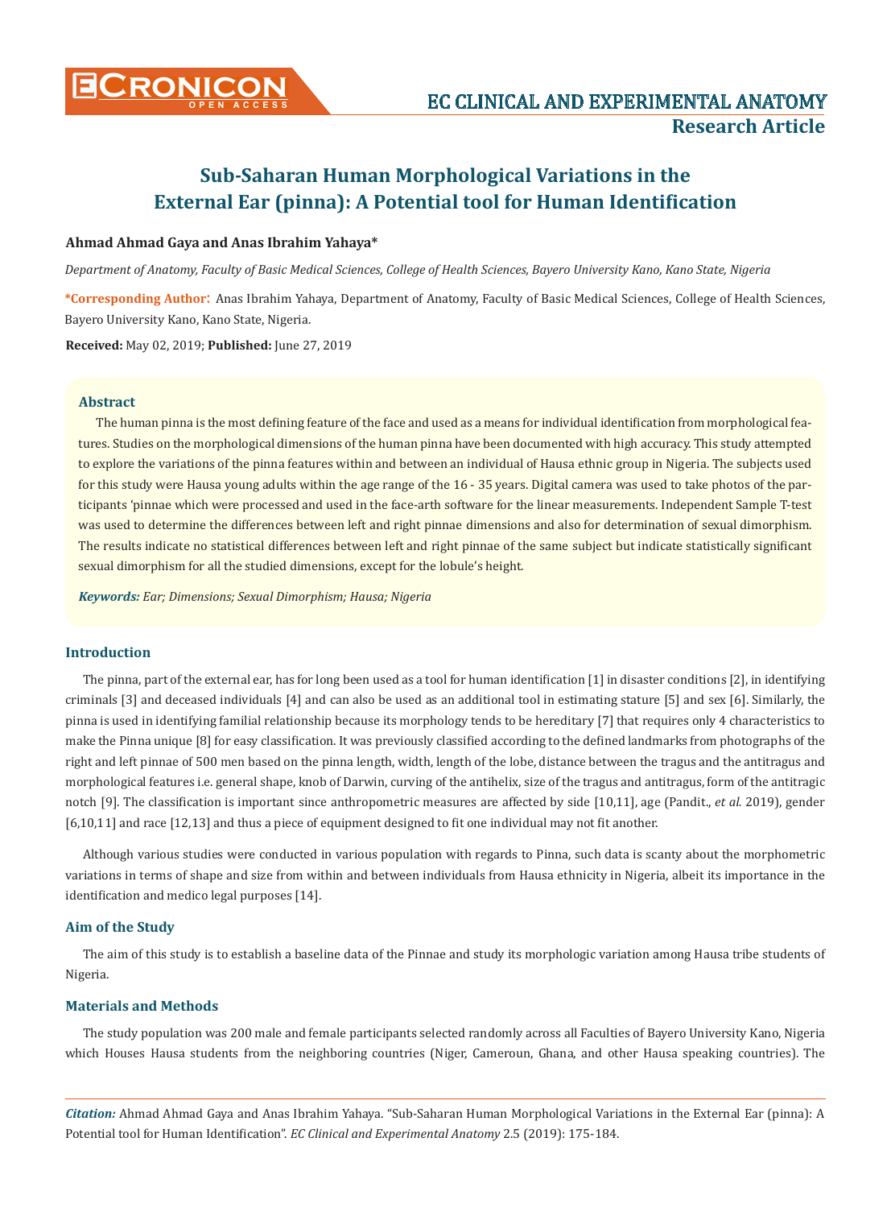# Sub-Saharan Human Morphological Variations in the External Ear (pinna): A Potential tool for Human Identification

**Ahmad Ahmad Gaya and Anas Ibrahim Yahaya***

*Department of Anatomy, Faculty of Basic Medical Sciences, College of Health Sciences, Bayero University Kano, Kano State, Nigeria*

***Corresponding Author**: Anas Ibrahim Yahaya, Department of Anatomy, Faculty of Basic Medical Sciences, College of Health Sciences, Bayero University Kano, Kano State, Nigeria.

**Received:** May 02, 2019; **Published:** June 27, 2019

### Abstract

The human pinna is the most defining feature of the face and used as a means for individual identification from morphological features. Studies on the morphological dimensions of the human pinna have been documented with high accuracy. This study attempted to explore the variations of the pinna features within and between an individual of Hausa ethnic group in Nigeria. The subjects used for this study were Hausa young adults within the age range of the 16 - 35 years. Digital camera was used to take photos of the participants 'pinnae which were processed and used in the face-arth software for the linear measurements. Independent Sample T-test was used to determine the differences between left and right pinnae dimensions and also for determination of sexual dimorphism. The results indicate no statistical differences between left and right pinnae of the same subject but indicate statistically significant sexual dimorphism for all the studied dimensions, except for the lobule's height.

***Keywords:** Ear; Dimensions; Sexual Dimorphism; Hausa; Nigeria*

## Introduction

The pinna, part of the external ear, has for long been used as a tool for human identification [1] in disaster conditions [2], in identifying criminals [3] and deceased individuals [4] and can also be used as an additional tool in estimating stature [5] and sex [6]. Similarly, the pinna is used in identifying familial relationship because its morphology tends to be hereditary [7] that requires only 4 characteristics to make the Pinna unique [8] for easy classification. It was previously classified according to the defined landmarks from photographs of the right and left pinnae of 500 men based on the pinna length, width, length of the lobe, distance between the tragus and the antitragus and morphological features i.e. general shape, knob of Darwin, curving of the antihelix, size of the tragus and antitragus, form of the antitragic notch [9]. The classification is important since anthropometric measures are affected by side [10,11], age (Pandit., *et al.* 2019), gender [6,10,11] and race [12,13] and thus a piece of equipment designed to fit one individual may not fit another.

Although various studies were conducted in various population with regards to Pinna, such data is scanty about the morphometric variations in terms of shape and size from within and between individuals from Hausa ethnicity in Nigeria, albeit its importance in the identification and medico legal purposes [14].

## Aim of the Study

The aim of this study is to establish a baseline data of the Pinnae and study its morphologic variation among Hausa tribe students of Nigeria.

## Materials and Methods

The study population was 200 male and female participants selected randomly across all Faculties of Bayero University Kano, Nigeria which Houses Hausa students from the neighboring countries (Niger, Cameroun, Ghana, and other Hausa speaking countries). The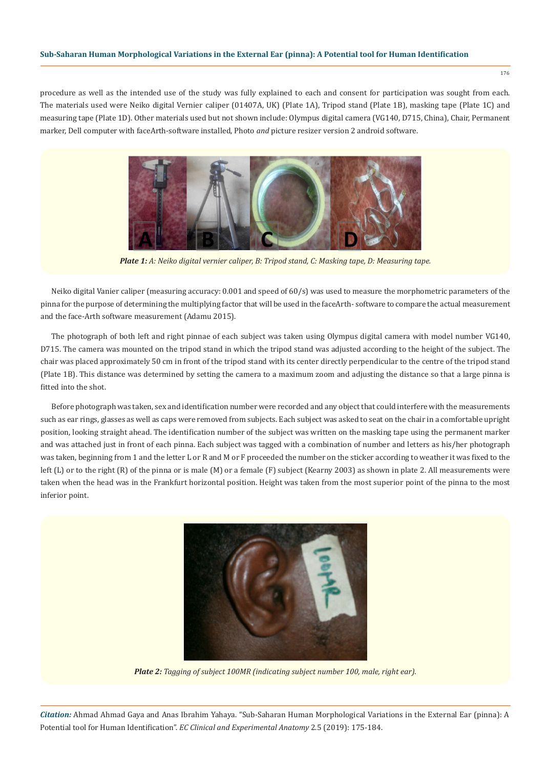procedure as well as the intended use of the study was fully explained to each and consent for participation was sought from each. The materials used were Neiko digital Vernier caliper (01407A, UK) (Plate 1A), Tripod stand (Plate 1B), masking tape (Plate 1C) and measuring tape (Plate 1D). Other materials used but not shown include: Olympus digital camera (VG140, D715, China), Chair, Permanent marker, Dell computer with faceArth-software installed, Photo *and* picture resizer version 2 android software.

***Plate 1:*** *A: Neiko digital vernier caliper, B: Tripod stand, C: Masking tape, D: Measuring tape.*

Neiko digital Vanier caliper (measuring accuracy: 0.001 and speed of 60/s) was used to measure the morphometric parameters of the pinna for the purpose of determining the multiplying factor that will be used in the faceArth- software to compare the actual measurement and the face-Arth software measurement (Adamu 2015).

The photograph of both left and right pinnae of each subject was taken using Olympus digital camera with model number VG140, D715. The camera was mounted on the tripod stand in which the tripod stand was adjusted according to the height of the subject. The chair was placed approximately 50 cm in front of the tripod stand with its center directly perpendicular to the centre of the tripod stand (Plate 1B). This distance was determined by setting the camera to a maximum zoom and adjusting the distance so that a large pinna is fitted into the shot.

Before photograph was taken, sex and identification number were recorded and any object that could interfere with the measurements such as ear rings, glasses as well as caps were removed from subjects. Each subject was asked to seat on the chair in a comfortable upright position, looking straight ahead. The identification number of the subject was written on the masking tape using the permanent marker and was attached just in front of each pinna. Each subject was tagged with a combination of number and letters as his/her photograph was taken, beginning from 1 and the letter L or R and M or F proceeded the number on the sticker according to weather it was fixed to the left (L) or to the right (R) of the pinna or is male (M) or a female (F) subject (Kearny 2003) as shown in plate 2. All measurements were taken when the head was in the Frankfurt horizontal position. Height was taken from the most superior point of the pinna to the most inferior point.

***Plate 2:*** *Tagging of subject 100MR (indicating subject number 100, male, right ear).*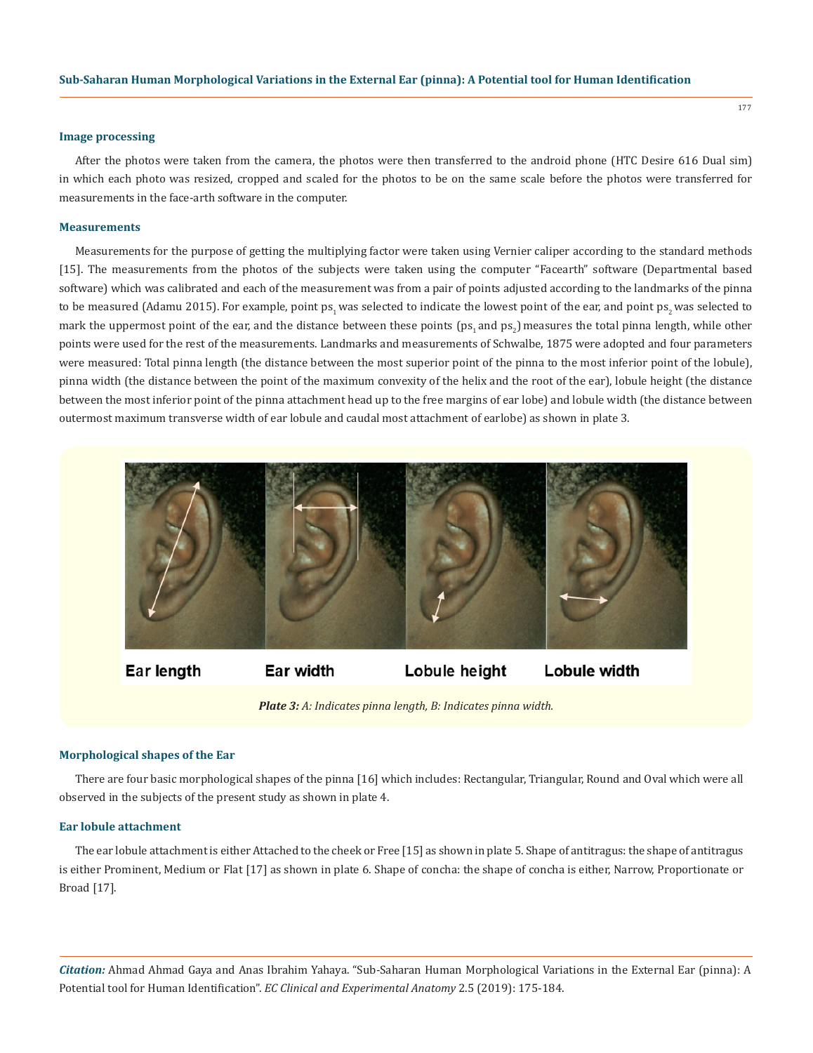### Image processing

After the photos were taken from the camera, the photos were then transferred to the android phone (HTC Desire 616 Dual sim) in which each photo was resized, cropped and scaled for the photos to be on the same scale before the photos were transferred for measurements in the face-arth software in the computer.

### Measurements

Measurements for the purpose of getting the multiplying factor were taken using Vernier caliper according to the standard methods [15]. The measurements from the photos of the subjects were taken using the computer "Facearth" software (Departmental based software) which was calibrated and each of the measurement was from a pair of points adjusted according to the landmarks of the pinna to be measured (Adamu 2015). For example, point $ps_1$ was selected to indicate the lowest point of the ear, and point $ps_2$ was selected to mark the uppermost point of the ear, and the distance between these points ($ps_1$ and $ps_2$) measures the total pinna length, while other points were used for the rest of the measurements. Landmarks and measurements of Schwalbe, 1875 were adopted and four parameters were measured: Total pinna length (the distance between the most superior point of the pinna to the most inferior point of the lobule), pinna width (the distance between the point of the maximum convexity of the helix and the root of the ear), lobule height (the distance between the most inferior point of the pinna attachment head up to the free margins of ear lobe) and lobule width (the distance between outermost maximum transverse width of ear lobule and caudal most attachment of earlobe) as shown in plate 3.

Ear length | Ear width | Lobule height | Lobule width

***Plate 3:*** *A: Indicates pinna length, B: Indicates pinna width.*

### Morphological shapes of the Ear

There are four basic morphological shapes of the pinna [16] which includes: Rectangular, Triangular, Round and Oval which were all observed in the subjects of the present study as shown in plate 4.

### Ear lobule attachment

The ear lobule attachment is either Attached to the cheek or Free [15] as shown in plate 5. Shape of antitragus: the shape of antitragus is either Prominent, Medium or Flat [17] as shown in plate 6. Shape of concha: the shape of concha is either, Narrow, Proportionate or Broad [17].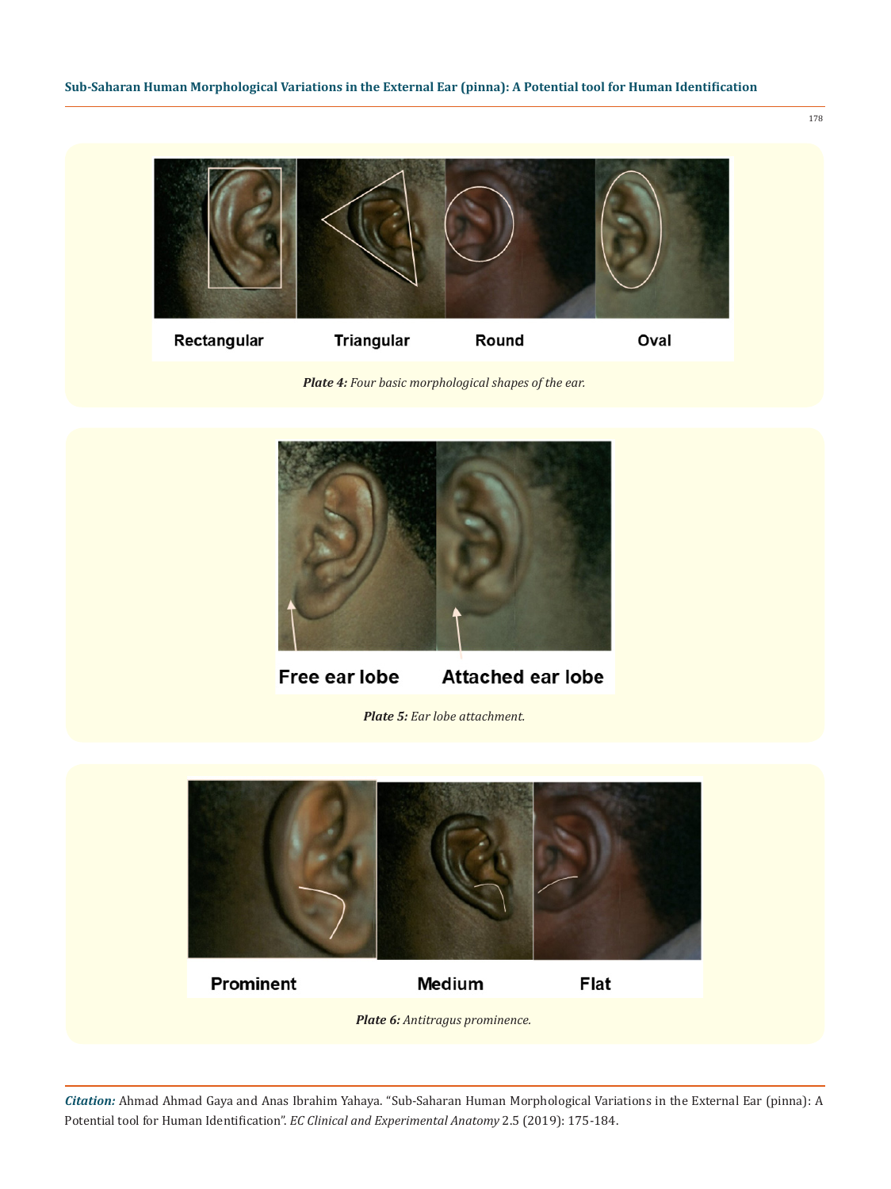Rectangular Triangular Round Oval

***Plate 4:*** *Four basic morphological shapes of the ear.*

Free ear lobe Attached ear lobe

***Plate 5:*** *Ear lobe attachment.*

Prominent Medium Flat

***Plate 6:*** *Antitragus prominence.*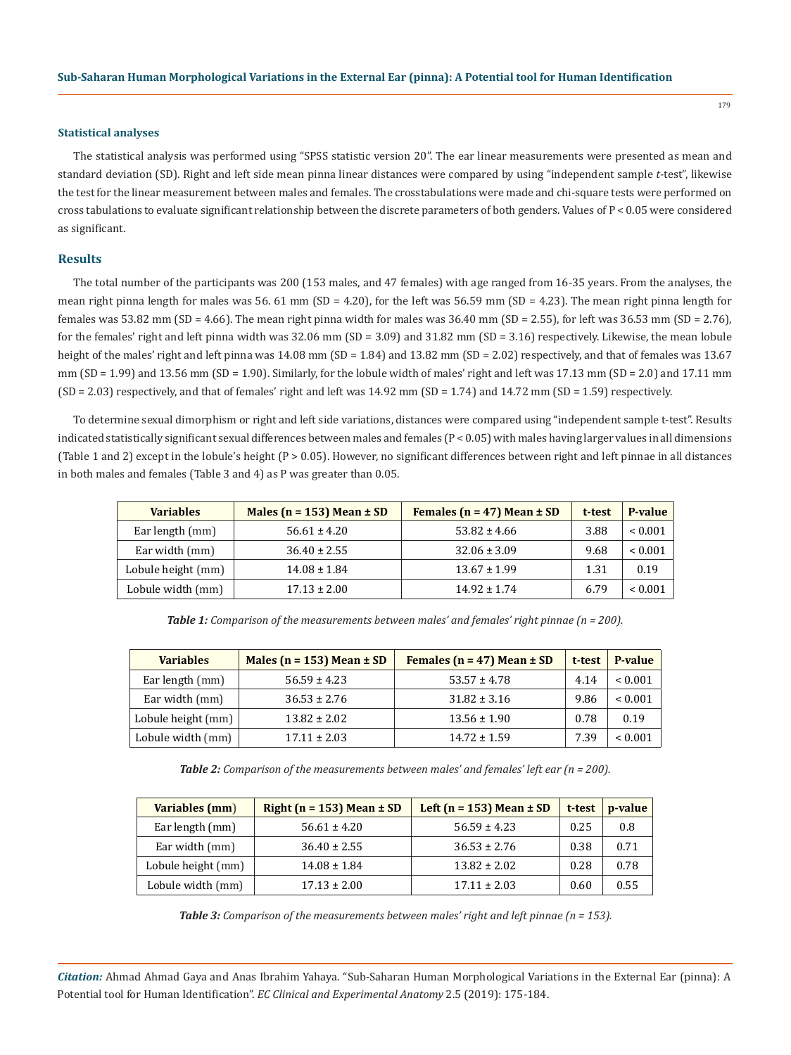### Statistical analyses

The statistical analysis was performed using "SPSS statistic version 20". The ear linear measurements were presented as mean and standard deviation (SD). Right and left side mean pinna linear distances were compared by using "independent sample *t*-test", likewise the test for the linear measurement between males and females. The crosstabulations were made and chi-square tests were performed on cross tabulations to evaluate significant relationship between the discrete parameters of both genders. Values of $P < 0.05$ were considered as significant.

## Results

The total number of the participants was 200 (153 males, and 47 females) with age ranged from 16-35 years. From the analyses, the mean right pinna length for males was 56. 61 mm (SD = 4.20), for the left was 56.59 mm (SD = 4.23). The mean right pinna length for females was 53.82 mm (SD = 4.66). The mean right pinna width for males was 36.40 mm (SD = 2.55), for left was 36.53 mm (SD = 2.76), for the females' right and left pinna width was 32.06 mm (SD = 3.09) and 31.82 mm (SD = 3.16) respectively. Likewise, the mean lobule height of the males' right and left pinna was 14.08 mm (SD = 1.84) and 13.82 mm (SD = 2.02) respectively, and that of females was 13.67 mm (SD = 1.99) and 13.56 mm (SD = 1.90). Similarly, for the lobule width of males' right and left was 17.13 mm (SD = 2.0) and 17.11 mm (SD = 2.03) respectively, and that of females' right and left was 14.92 mm (SD = 1.74) and 14.72 mm (SD = 1.59) respectively.

To determine sexual dimorphism or right and left side variations, distances were compared using "independent sample t-test". Results indicated statistically significant sexual differences between males and females ($P < 0.05$) with males having larger values in all dimensions (Table 1 and 2) except in the lobule's height ($P > 0.05$). However, no significant differences between right and left pinnae in all distances in both males and females (Table 3 and 4) as P was greater than 0.05.

| Variables | Males (n = 153) Mean ± SD | Females (n = 47) Mean ± SD | t-test | P-value |
|---|---|---|---|---|
| Ear length (mm) | 56.61 ± 4.20 | 53.82 ± 4.66 | 3.88 | < 0.001 |
| Ear width (mm) | 36.40 ± 2.55 | 32.06 ± 3.09 | 9.68 | < 0.001 |
| Lobule height (mm) | 14.08 ± 1.84 | 13.67 ± 1.99 | 1.31 | 0.19 |
| Lobule width (mm) | 17.13 ± 2.00 | 14.92 ± 1.74 | 6.79 | < 0.001 |

***Table 1:*** *Comparison of the measurements between males' and females' right pinnae (n = 200).*

| Variables | Males (n = 153) Mean ± SD | Females (n = 47) Mean ± SD | t-test | P-value |
|---|---|---|---|---|
| Ear length (mm) | 56.59 ± 4.23 | 53.57 ± 4.78 | 4.14 | < 0.001 |
| Ear width (mm) | 36.53 ± 2.76 | 31.82 ± 3.16 | 9.86 | < 0.001 |
| Lobule height (mm) | 13.82 ± 2.02 | 13.56 ± 1.90 | 0.78 | 0.19 |
| Lobule width (mm) | 17.11 ± 2.03 | 14.72 ± 1.59 | 7.39 | < 0.001 |

***Table 2:*** *Comparison of the measurements between males' and females' left ear (n = 200).*

| Variables (mm) | Right (n = 153) Mean ± SD | Left (n = 153) Mean ± SD | t-test | p-value |
|---|---|---|---|---|
| Ear length (mm) | 56.61 ± 4.20 | 56.59 ± 4.23 | 0.25 | 0.8 |
| Ear width (mm) | 36.40 ± 2.55 | 36.53 ± 2.76 | 0.38 | 0.71 |
| Lobule height (mm) | 14.08 ± 1.84 | 13.82 ± 2.02 | 0.28 | 0.78 |
| Lobule width (mm) | 17.13 ± 2.00 | 17.11 ± 2.03 | 0.60 | 0.55 |

***Table 3:*** *Comparison of the measurements between males' right and left pinnae (n = 153).*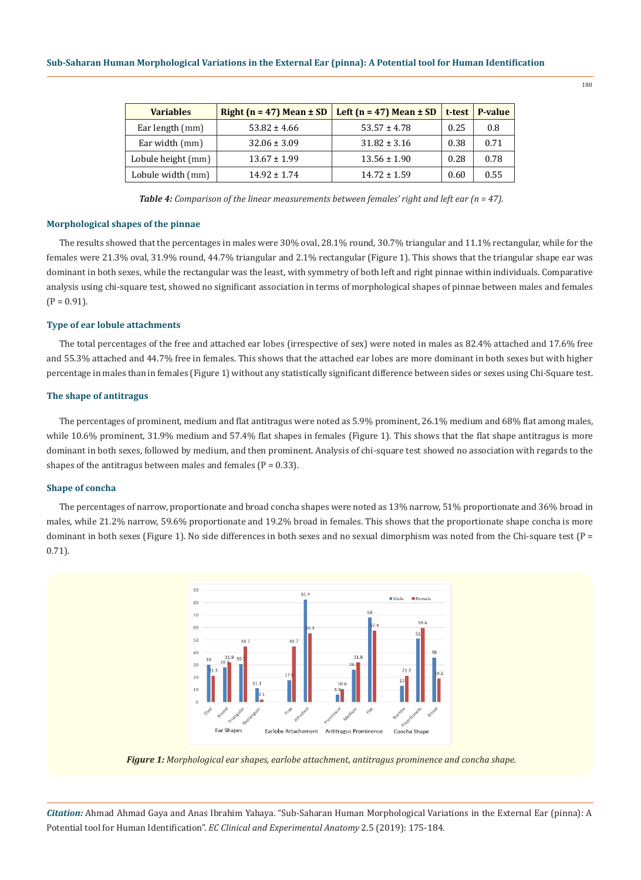| Variables | Right (n = 47) Mean ± SD | Left (n = 47) Mean ± SD | t-test | P-value |
|---|---|---|---|---|
| Ear length (mm) | 53.82 ± 4.66 | 53.57 ± 4.78 | 0.25 | 0.8 |
| Ear width (mm) | 32.06 ± 3.09 | 31.82 ± 3.16 | 0.38 | 0.71 |
| Lobule height (mm) | 13.67 ± 1.99 | 13.56 ± 1.90 | 0.28 | 0.78 |
| Lobule width (mm) | 14.92 ± 1.74 | 14.72 ± 1.59 | 0.60 | 0.55 |

***Table 4:*** *Comparison of the linear measurements between females' right and left ear (n = 47).*

### Morphological shapes of the pinnae

The results showed that the percentages in males were 30% oval, 28.1% round, 30.7% triangular and 11.1% rectangular, while for the females were 21.3% oval, 31.9% round, 44.7% triangular and 2.1% rectangular (Figure 1). This shows that the triangular shape ear was dominant in both sexes, while the rectangular was the least, with symmetry of both left and right pinnae within individuals. Comparative analysis using chi-square test, showed no significant association in terms of morphological shapes of pinnae between males and females (P = 0.91).

### Type of ear lobule attachments

The total percentages of the free and attached ear lobes (irrespective of sex) were noted in males as 82.4% attached and 17.6% free and 55.3% attached and 44.7% free in females. This shows that the attached ear lobes are more dominant in both sexes but with higher percentage in males than in females (Figure 1) without any statistically significant difference between sides or sexes using Chi-Square test.

### The shape of antitragus

The percentages of prominent, medium and flat antitragus were noted as 5.9% prominent, 26.1% medium and 68% flat among males, while 10.6% prominent, 31.9% medium and 57.4% flat shapes in females (Figure 1). This shows that the flat shape antitragus is more dominant in both sexes, followed by medium, and then prominent. Analysis of chi-square test showed no association with regards to the shapes of the antitragus between males and females (P = 0.33).

### Shape of concha

The percentages of narrow, proportionate and broad concha shapes were noted as 13% narrow, 51% proportionate and 36% broad in males, while 21.2% narrow, 59.6% proportionate and 19.2% broad in females. This shows that the proportionate shape concha is more dominant in both sexes (Figure 1). No side differences in both sexes and no sexual dimorphism was noted from the Chi-square test (P = 0.71).

***Figure 1:*** *Morphological ear shapes, earlobe attachment, antitragus prominence and concha shape.*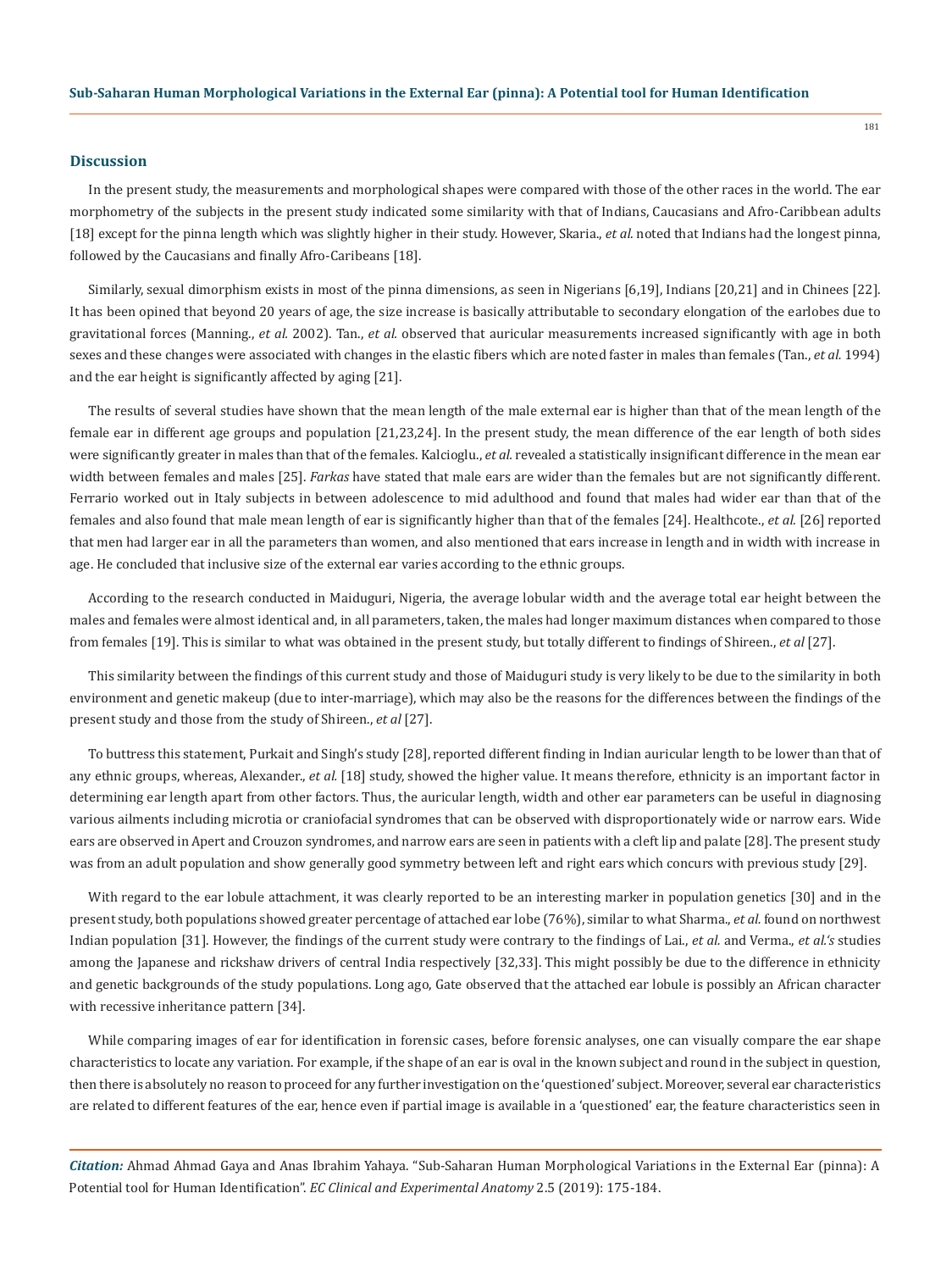## Discussion

In the present study, the measurements and morphological shapes were compared with those of the other races in the world. The ear morphometry of the subjects in the present study indicated some similarity with that of Indians, Caucasians and Afro-Caribbean adults [18] except for the pinna length which was slightly higher in their study. However, Skaria., *et al.* noted that Indians had the longest pinna, followed by the Caucasians and finally Afro-Caribeans [18].

Similarly, sexual dimorphism exists in most of the pinna dimensions, as seen in Nigerians [6,19], Indians [20,21] and in Chinees [22]. It has been opined that beyond 20 years of age, the size increase is basically attributable to secondary elongation of the earlobes due to gravitational forces (Manning., *et al.* 2002). Tan., *et al.* observed that auricular measurements increased significantly with age in both sexes and these changes were associated with changes in the elastic fibers which are noted faster in males than females (Tan., *et al.* 1994) and the ear height is significantly affected by aging [21].

The results of several studies have shown that the mean length of the male external ear is higher than that of the mean length of the female ear in different age groups and population [21,23,24]. In the present study, the mean difference of the ear length of both sides were significantly greater in males than that of the females. Kalcioglu., *et al.* revealed a statistically insignificant difference in the mean ear width between females and males [25]. *Farkas* have stated that male ears are wider than the females but are not significantly different. Ferrario worked out in Italy subjects in between adolescence to mid adulthood and found that males had wider ear than that of the females and also found that male mean length of ear is significantly higher than that of the females [24]. Healthcote., *et al.* [26] reported that men had larger ear in all the parameters than women, and also mentioned that ears increase in length and in width with increase in age. He concluded that inclusive size of the external ear varies according to the ethnic groups.

According to the research conducted in Maiduguri, Nigeria, the average lobular width and the average total ear height between the males and females were almost identical and, in all parameters, taken, the males had longer maximum distances when compared to those from females [19]. This is similar to what was obtained in the present study, but totally different to findings of Shireen., *et al* [27].

This similarity between the findings of this current study and those of Maiduguri study is very likely to be due to the similarity in both environment and genetic makeup (due to inter-marriage), which may also be the reasons for the differences between the findings of the present study and those from the study of Shireen., *et al* [27].

To buttress this statement, Purkait and Singh's study [28], reported different finding in Indian auricular length to be lower than that of any ethnic groups, whereas, Alexander., *et al.* [18] study, showed the higher value. It means therefore, ethnicity is an important factor in determining ear length apart from other factors. Thus, the auricular length, width and other ear parameters can be useful in diagnosing various ailments including microtia or craniofacial syndromes that can be observed with disproportionately wide or narrow ears. Wide ears are observed in Apert and Crouzon syndromes, and narrow ears are seen in patients with a cleft lip and palate [28]. The present study was from an adult population and show generally good symmetry between left and right ears which concurs with previous study [29].

With regard to the ear lobule attachment, it was clearly reported to be an interesting marker in population genetics [30] and in the present study, both populations showed greater percentage of attached ear lobe (76%), similar to what Sharma., *et al.* found on northwest Indian population [31]. However, the findings of the current study were contrary to the findings of Lai., *et al.* and Verma., *et al.'s* studies among the Japanese and rickshaw drivers of central India respectively [32,33]. This might possibly be due to the difference in ethnicity and genetic backgrounds of the study populations. Long ago, Gate observed that the attached ear lobule is possibly an African character with recessive inheritance pattern [34].

While comparing images of ear for identification in forensic cases, before forensic analyses, one can visually compare the ear shape characteristics to locate any variation. For example, if the shape of an ear is oval in the known subject and round in the subject in question, then there is absolutely no reason to proceed for any further investigation on the 'questioned' subject. Moreover, several ear characteristics are related to different features of the ear, hence even if partial image is available in a 'questioned' ear, the feature characteristics seen in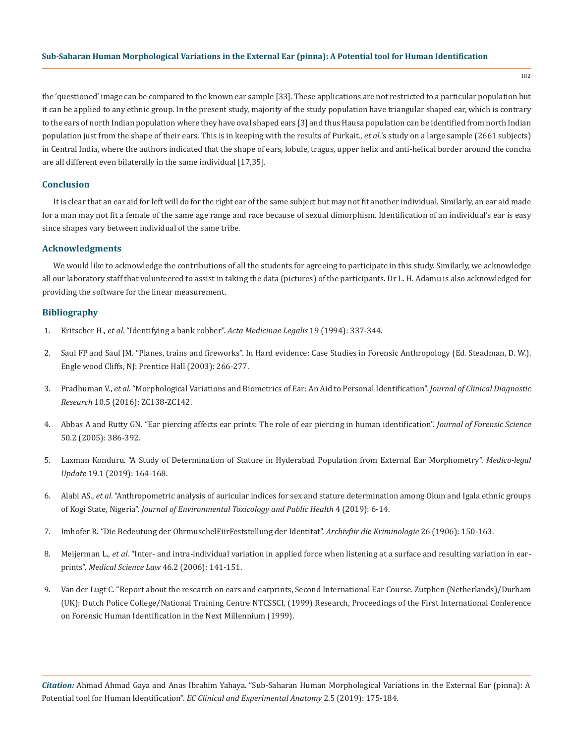the 'questioned' image can be compared to the known ear sample [33]. These applications are not restricted to a particular population but it can be applied to any ethnic group. In the present study, majority of the study population have triangular shaped ear, which is contrary to the ears of north Indian population where they have oval shaped ears [3] and thus Hausa population can be identified from north Indian population just from the shape of their ears. This is in keeping with the results of Purkait., *et al.*'s study on a large sample (2661 subjects) in Central India, where the authors indicated that the shape of ears, lobule, tragus, upper helix and anti-helical border around the concha are all different even bilaterally in the same individual [17,35].

## Conclusion

It is clear that an ear aid for left will do for the right ear of the same subject but may not fit another individual. Similarly, an ear aid made for a man may not fit a female of the same age range and race because of sexual dimorphism. Identification of an individual's ear is easy since shapes vary between individual of the same tribe.

## Acknowledgments

We would like to acknowledge the contributions of all the students for agreeing to participate in this study. Similarly, we acknowledge all our laboratory staff that volunteered to assist in taking the data (pictures) of the participants. Dr L. H. Adamu is also acknowledged for providing the software for the linear measurement.

## Bibliography

1. Kritscher H., *et al*. "Identifying a bank robber". *Acta Medicinae Legalis* 19 (1994): 337-344.
2. Saul FP and Saul JM. "Planes, trains and fireworks". In Hard evidence: Case Studies in Forensic Anthropology (Ed. Steadman, D. W.). Engle wood Cliffs, NJ: Prentice Hall (2003): 266-277.
3. Pradhuman V., *et al*. "Morphological Variations and Biometrics of Ear: An Aid to Personal Identification". *Journal of Clinical Diagnostic Research* 10.5 (2016): ZC138-ZC142.
4. Abbas A and Rutty GN. "Ear piercing affects ear prints: The role of ear piercing in human identification". *Journal of Forensic Science* 50.2 (2005): 386-392.
5. Laxman Konduru. "A Study of Determination of Stature in Hyderabad Population from External Ear Morphometry". *Medico-legal Update* 19.1 (2019): 164-168.
6. Alabi AS., *et al*. "Anthropometric analysis of auricular indices for sex and stature determination among Okun and Igala ethnic groups of Kogi State, Nigeria". *Journal of Environmental Toxicology and Public Health* 4 (2019): 6-14.
7. Imhofer R. "Die Bedeutung der OhrmuschelFiirFeststellung der Identitat". *Archivfiir die Kriminologie* 26 (1906): 150-163.
8. Meijerman L., *et al*. "Inter- and intra-individual variation in applied force when listening at a surface and resulting variation in ear-prints". *Medical Science Law* 46.2 (2006): 141-151.
9. Van der Lugt C. "Report about the research on ears and earprints, Second International Ear Course. Zutphen (Netherlands)/Durham (UK): Dutch Police College/National Training Centre NTCSSCI, (1999) Research, Proceedings of the First International Conference on Forensic Human Identification in the Next Millennium (1999).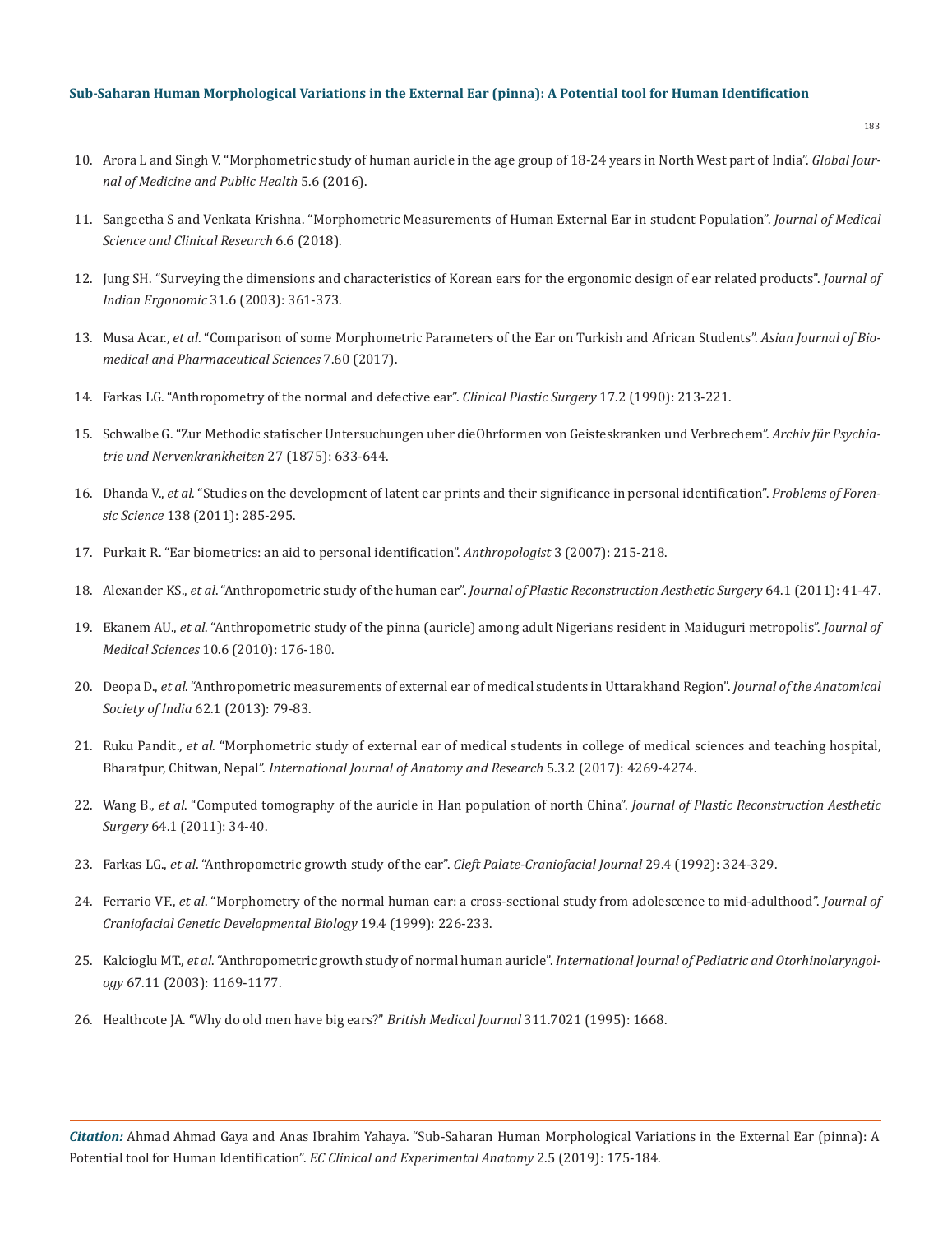10. Arora L and Singh V. "Morphometric study of human auricle in the age group of 18-24 years in North West part of India". *Global Journal of Medicine and Public Health* 5.6 (2016).
11. Sangeetha S and Venkata Krishna. "Morphometric Measurements of Human External Ear in student Population". *Journal of Medical Science and Clinical Research* 6.6 (2018).
12. Jung SH. "Surveying the dimensions and characteristics of Korean ears for the ergonomic design of ear related products". *Journal of Indian Ergonomic* 31.6 (2003): 361-373.
13. Musa Acar., *et al*. "Comparison of some Morphometric Parameters of the Ear on Turkish and African Students". *Asian Journal of Biomedical and Pharmaceutical Sciences* 7.60 (2017).
14. Farkas LG. "Anthropometry of the normal and defective ear". *Clinical Plastic Surgery* 17.2 (1990): 213-221.
15. Schwalbe G. "Zur Methodic statischer Untersuchungen uber dieOhrformen von Geisteskranken und Verbrechem". *Archiv für Psychiatrie und Nervenkrankheiten* 27 (1875): 633-644.
16. Dhanda V., *et al*. "Studies on the development of latent ear prints and their significance in personal identification". *Problems of Forensic Science* 138 (2011): 285-295.
17. Purkait R. "Ear biometrics: an aid to personal identification". *Anthropologist* 3 (2007): 215-218.
18. Alexander KS., *et al*. "Anthropometric study of the human ear". *Journal of Plastic Reconstruction Aesthetic Surgery* 64.1 (2011): 41-47.
19. Ekanem AU., *et al*. "Anthropometric study of the pinna (auricle) among adult Nigerians resident in Maiduguri metropolis". *Journal of Medical Sciences* 10.6 (2010): 176-180.
20. Deopa D., *et al*. "Anthropometric measurements of external ear of medical students in Uttarakhand Region". *Journal of the Anatomical Society of India* 62.1 (2013): 79-83.
21. Ruku Pandit., *et al*. "Morphometric study of external ear of medical students in college of medical sciences and teaching hospital, Bharatpur, Chitwan, Nepal". *International Journal of Anatomy and Research* 5.3.2 (2017): 4269-4274.
22. Wang B., *et al*. "Computed tomography of the auricle in Han population of north China". *Journal of Plastic Reconstruction Aesthetic Surgery* 64.1 (2011): 34-40.
23. Farkas LG., *et al*. "Anthropometric growth study of the ear". *Cleft Palate-Craniofacial Journal* 29.4 (1992): 324-329.
24. Ferrario VF., *et al*. "Morphometry of the normal human ear: a cross-sectional study from adolescence to mid-adulthood". *Journal of Craniofacial Genetic Developmental Biology* 19.4 (1999): 226-233.
25. Kalcioglu MT., *et al*. "Anthropometric growth study of normal human auricle". *International Journal of Pediatric and Otorhinolaryngology* 67.11 (2003): 1169-1177.
26. Healthcote JA. "Why do old men have big ears?" *British Medical Journal* 311.7021 (1995): 1668.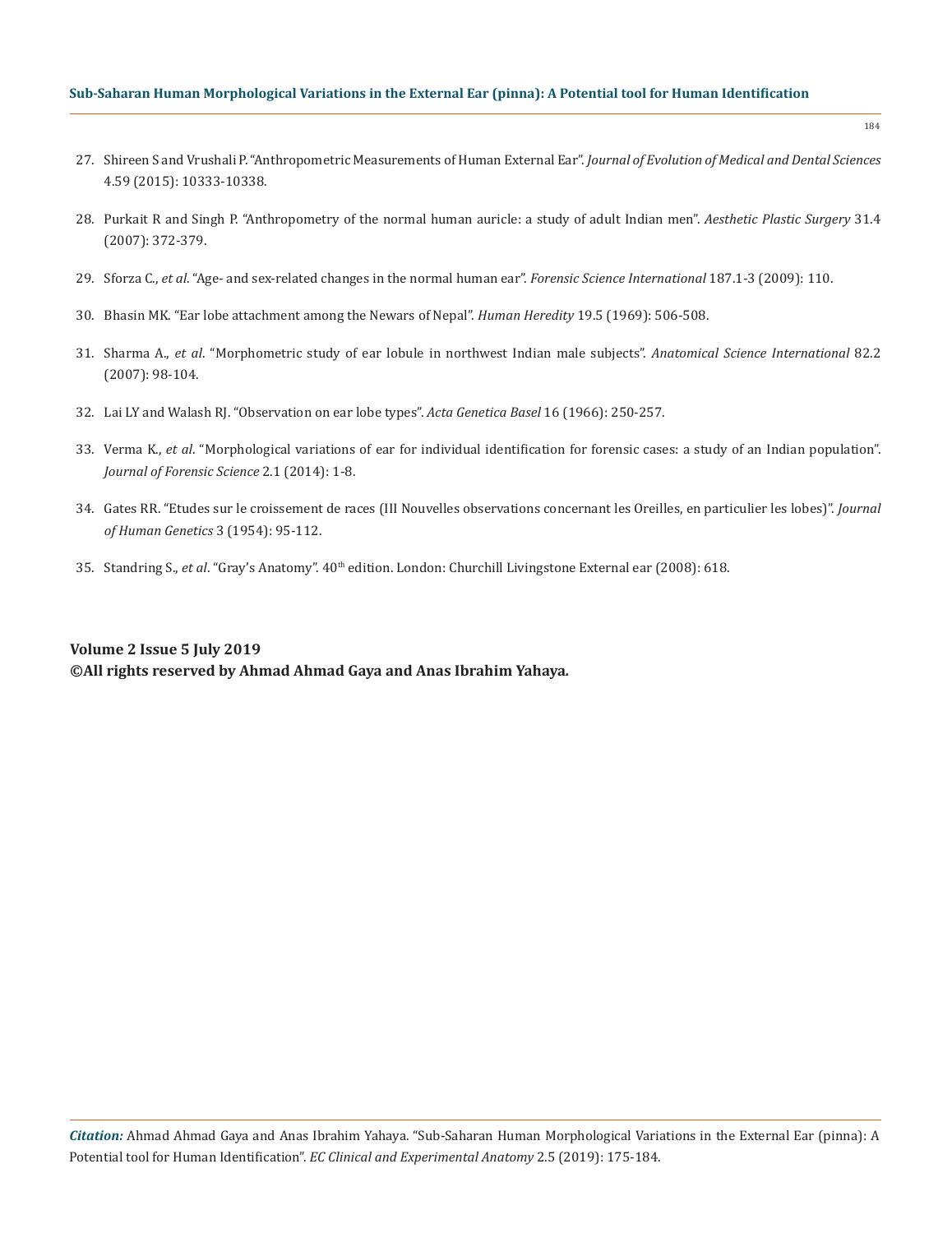27. Shireen S and Vrushali P. “Anthropometric Measurements of Human External Ear”. *Journal of Evolution of Medical and Dental Sciences* 4.59 (2015): 10333-10338.

28. Purkait R and Singh P. “Anthropometry of the normal human auricle: a study of adult Indian men”. *Aesthetic Plastic Surgery* 31.4 (2007): 372-379.

29. Sforza C., *et al*. “Age- and sex-related changes in the normal human ear”. *Forensic Science International* 187.1-3 (2009): 110.

30. Bhasin MK. “Ear lobe attachment among the Newars of Nepal”. *Human Heredity* 19.5 (1969): 506-508.

31. Sharma A., *et al*. “Morphometric study of ear lobule in northwest Indian male subjects”. *Anatomical Science International* 82.2 (2007): 98-104.

32. Lai LY and Walash RJ. “Observation on ear lobe types”. *Acta Genetica Basel* 16 (1966): 250-257.

33. Verma K., *et al*. “Morphological variations of ear for individual identification for forensic cases: a study of an Indian population”. *Journal of Forensic Science* 2.1 (2014): 1-8.

34. Gates RR. “Etudes sur le croissement de races (III Nouvelles observations concernant les Oreilles, en particulier les lobes)”. *Journal of Human Genetics* 3 (1954): 95-112.

35. Standring S., *et al*. “Gray’s Anatomy”. 40th edition. London: Churchill Livingstone External ear (2008): 618.

**Volume 2 Issue 5 July 2019**
**©All rights reserved by Ahmad Ahmad Gaya and Anas Ibrahim Yahaya.**